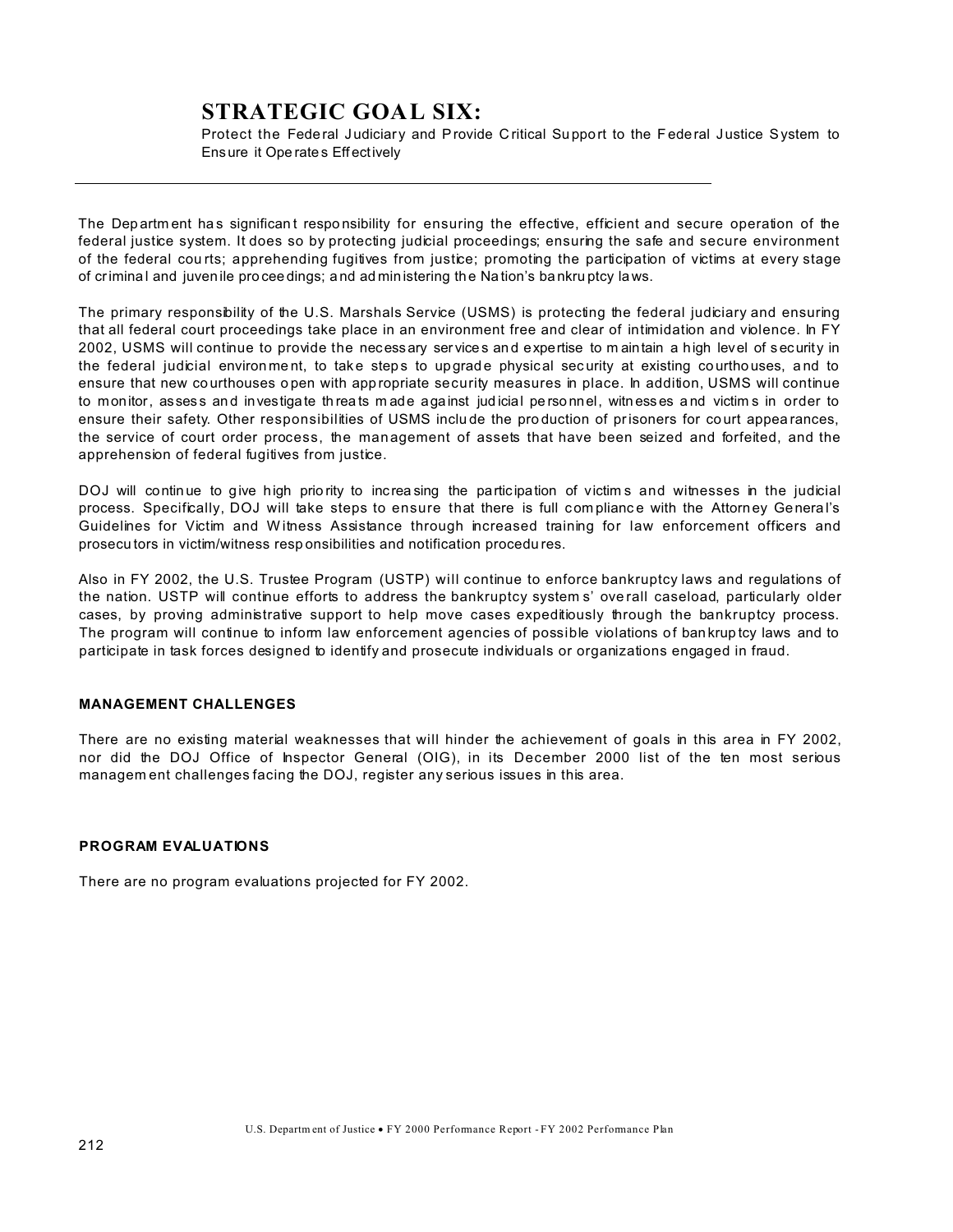# STRATEGIC GOAL SIX:

Protect the Federal Judiciary and Provide Critical Support to the Federal Justice System to Ensure it Operates Effectively

The Department has significant responsibility for ensuring the effective, efficient and secure operation of the federal justice system. It does so by protecting judicial proceedings; ensuring the safe and secure environment of the federal courts; apprehending fugitives from justice; promoting the participation of victims at every stage of criminal and juvenile proceedings; and administering the Nation's bankruptcy laws.

The primary responsibility of the U.S. Marshals Service (USMS) is protecting the federal judiciary and ensuring that all federal court proceedings take place in an environment free and clear of intimidation and violence. In FY 2002, USMS will continue to provide the necessary services and expertise to maintain a high level of security in the federal judicial environment, to take steps to upgrade physical security at existing courthouses, and to ensure that new courthouses open with appropriate security measures in place. In addition, USMS will continue to monitor, assess and investigate threats made against judicial personnel, witnesses and victims in order to ensure their safety. Other responsibilities of USMS include the production of prisoners for court appearances, the service of court order process, the management of assets that have been seized and forfeited, and the apprehension of federal fugitives from justice.

DOJ will continue to give high priority to increasing the participation of victims and witnesses in the judicial process. Specifically, DOJ will take steps to ensure that there is full compliance with the Attorney General's Guidelines for Victim and Witness Assistance through increased training for law enforcement officers and prosecutors in victim/witness responsibilities and notification procedures.

Also in FY 2002, the U.S. Trustee Program (USTP) will continue to enforce bankruptcy laws and regulations of the nation. USTP will continue efforts to address the bankruptcy systems' overall caseload, particularly older cases, by proving administrative support to help move cases expeditiously through the bankruptcy process. The program will continue to inform law enforcement agencies of possible violations of bankruptcy laws and to participate in task forces designed to identify and prosecute individuals or organizations engaged in fraud.

#### MANAGEMENT CHALLENGES

There are no existing material weaknesses that will hinder the achievement of goals in this area in FY 2002, nor did the DOJ Office of Inspector General (OIG), in its December 2000 list of the ten most serious management challenges facing the DOJ, register any serious issues in this area.

#### PROGRAM EVALUATIONS

There are no program evaluations projected for FY 2002.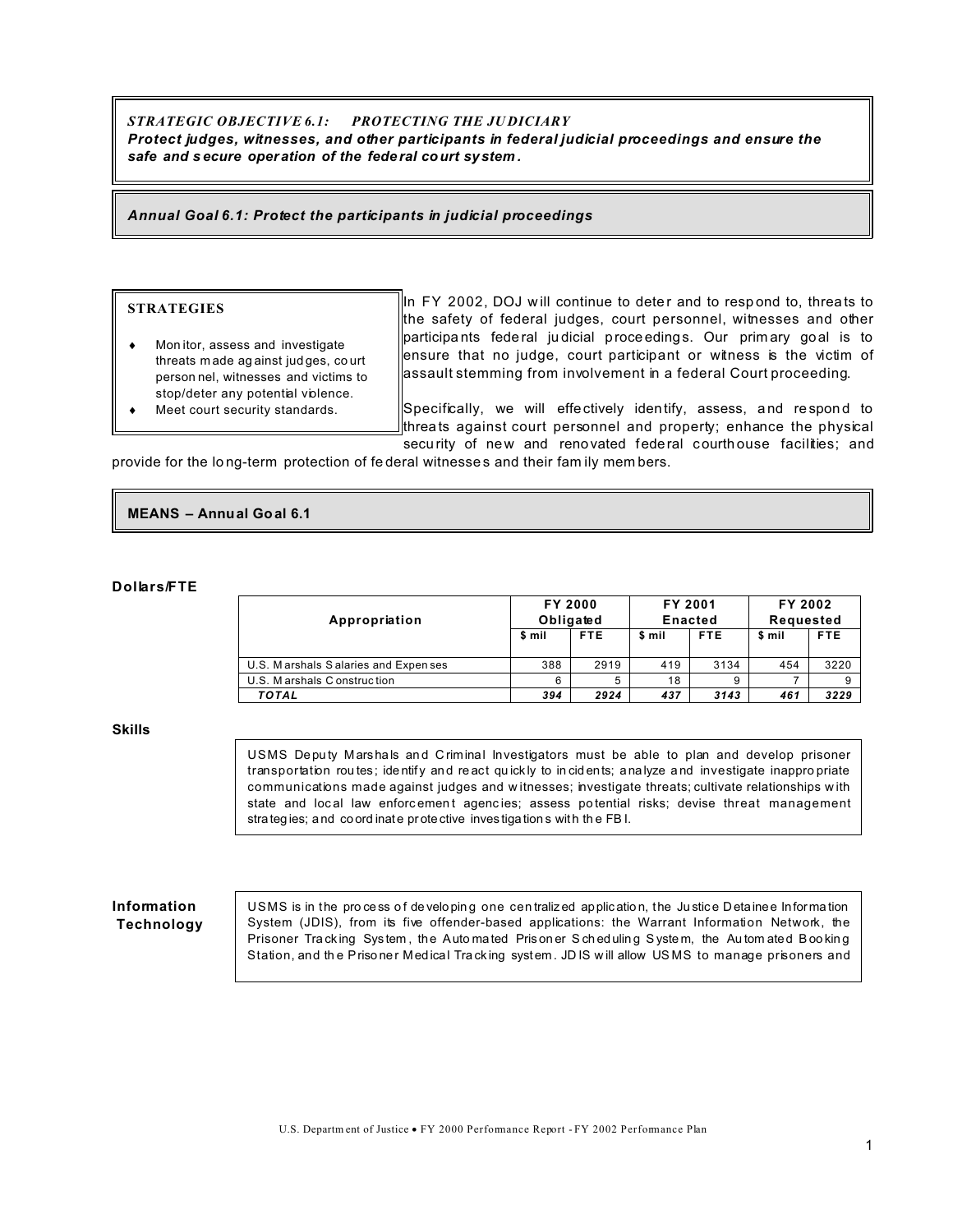**_STRATEGIC OBJECTIVE 6.1: PROTECTING THE JUDICIARY_**
***Protect judges, witnesses, and other participants in federal judicial proceedings and ensure the safe and secure operation of the federal court system.***

***Annual Goal 6.1: Protect the participants in judicial proceedings***

**STRATEGIES**

- Monitor, assess and investigate threats made against judges, court personnel, witnesses and victims to stop/deter any potential violence.
- Meet court security standards.

In FY 2002, DOJ will continue to deter and to respond to, threats to the safety of federal judges, court personnel, witnesses and other participants federal judicial proceedings. Our primary goal is to ensure that no judge, court participant or witness is the victim of assault stemming from involvement in a federal Court proceeding.

Specifically, we will effectively identify, assess, and respond to threats against court personnel and property; enhance the physical security of new and renovated federal courthouse facilities; and provide for the long-term protection of federal witnesses and their family members.

**MEANS – Annual Goal 6.1**

**Dollars/FTE**

| Appropriation | FY 2000 Obligated | | FY 2001 Enacted | | FY 2002 Requested | |
|---|---|---|---|---|---|---|
| | $ mil | FTE | $ mil | FTE | $ mil | FTE |
| U.S. Marshals Salaries and Expenses | 388 | 2919 | 419 | 3134 | 454 | 3220 |
| U.S. Marshals Construction | 6 | 5 | 18 | 9 | 7 | 9 |
| ***TOTAL*** | ***394*** | ***2924*** | ***437*** | ***3143*** | ***461*** | ***3229*** |

**Skills**

USMS Deputy Marshals and Criminal Investigators must be able to plan and develop prisoner transportation routes; identify and react quickly to incidents; analyze and investigate inappropriate communications made against judges and witnesses; investigate threats; cultivate relationships with state and local law enforcement agencies; assess potential risks; devise threat management strategies; and coordinate protective investigations with the FBI.

**Information Technology**

USMS is in the process of developing one centralized application, the Justice Detainee Information System (JDIS), from its five offender-based applications: the Warrant Information Network, the Prisoner Tracking System, the Automated Prisoner Scheduling System, the Automated Booking Station, and the Prisoner Medical Tracking system. JDIS will allow USMS to manage prisoners and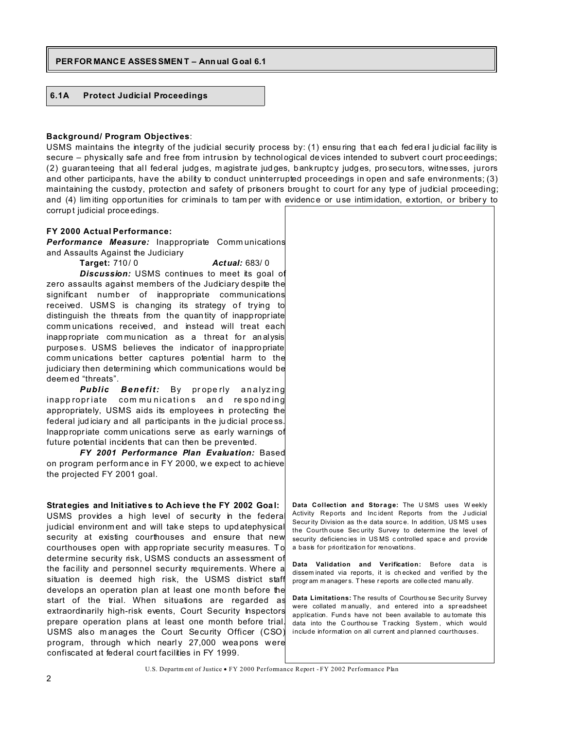## PERFORMANCE ASSESSMENT – Annual Goal 6.1

### 6.1A Protect Judicial Proceedings

**Background/ Program Objectives**:
USMS maintains the integrity of the judicial security process by: (1) ensuring that each federal judicial facility is secure – physically safe and free from intrusion by technological devices intended to subvert court proceedings; (2) guaranteeing that all federal judges, magistrate judges, bankruptcy judges, prosecutors, witnesses, jurors and other participants, have the ability to conduct uninterrupted proceedings in open and safe environments; (3) maintaining the custody, protection and safety of prisoners brought to court for any type of judicial proceeding; and (4) limiting opportunities for criminals to tamper with evidence or use intimidation, extortion, or bribery to corrupt judicial proceedings.

**FY 2000 Actual Performance:**
***Performance Measure:*** Inappropriate Communications and Assaults Against the Judiciary

**Target:** 710/ 0 ***Actual:*** 683/ 0

***Discussion:*** USMS continues to meet its goal of zero assaults against members of the Judiciary despite the significant number of inappropriate communications received. USMS is changing its strategy of trying to distinguish the threats from the quantity of inappropriate communications received, and instead will treat each inappropriate communication as a threat for analysis purposes. USMS believes the indicator of inappropriate communications better captures potential harm to the judiciary then determining which communications would be deemed "threats".

***Public Benefit:*** By properly analyzing inappropriate communications and responding appropriately, USMS aids its employees in protecting the federal judiciary and all participants in the judicial process. Inappropriate communications serve as early warnings of future potential incidents that can then be prevented.

***FY 2001 Performance Plan Evaluation:*** Based on program performance in FY 2000, we expect to achieve the projected FY 2001 goal.

**Strategies and Initiatives to Achieve the FY 2002 Goal:**
USMS provides a high level of security in the federal judicial environment and will take steps to updatephysical security at existing courthouses and ensure that new courthouses open with appropriate security measures. To determine security risk, USMS conducts an assessment of the facility and personnel security requirements. Where a situation is deemed high risk, the USMS district staff develops an operation plan at least one month before the start of the trial. When situations are regarded as extraordinarily high-risk events, Court Security Inspectors prepare operation plans at least one month before trial. USMS also manages the Court Security Officer (CSO) program, through which nearly 27,000 weapons were confiscated at federal court facilities in FY 1999.

**Data Collection and Storage:** The USMS uses Weekly Activity Reports and Incident Reports from the Judicial Security Division as the data source. In addition, USMS uses the Courthouse Security Survey to determine the level of security deficiencies in USMS controlled space and provide a basis for prioritization for renovations.

**Data Validation and Verification:** Before data is disseminated via reports, it is checked and verified by the program managers. These reports are collected manually.

**Data Limitations:** The results of Courthouse Security Survey were collated manually, and entered into a spreadsheet application. Funds have not been available to automate this data into the Courthouse Tracking System, which would include information on all current and planned courthouses.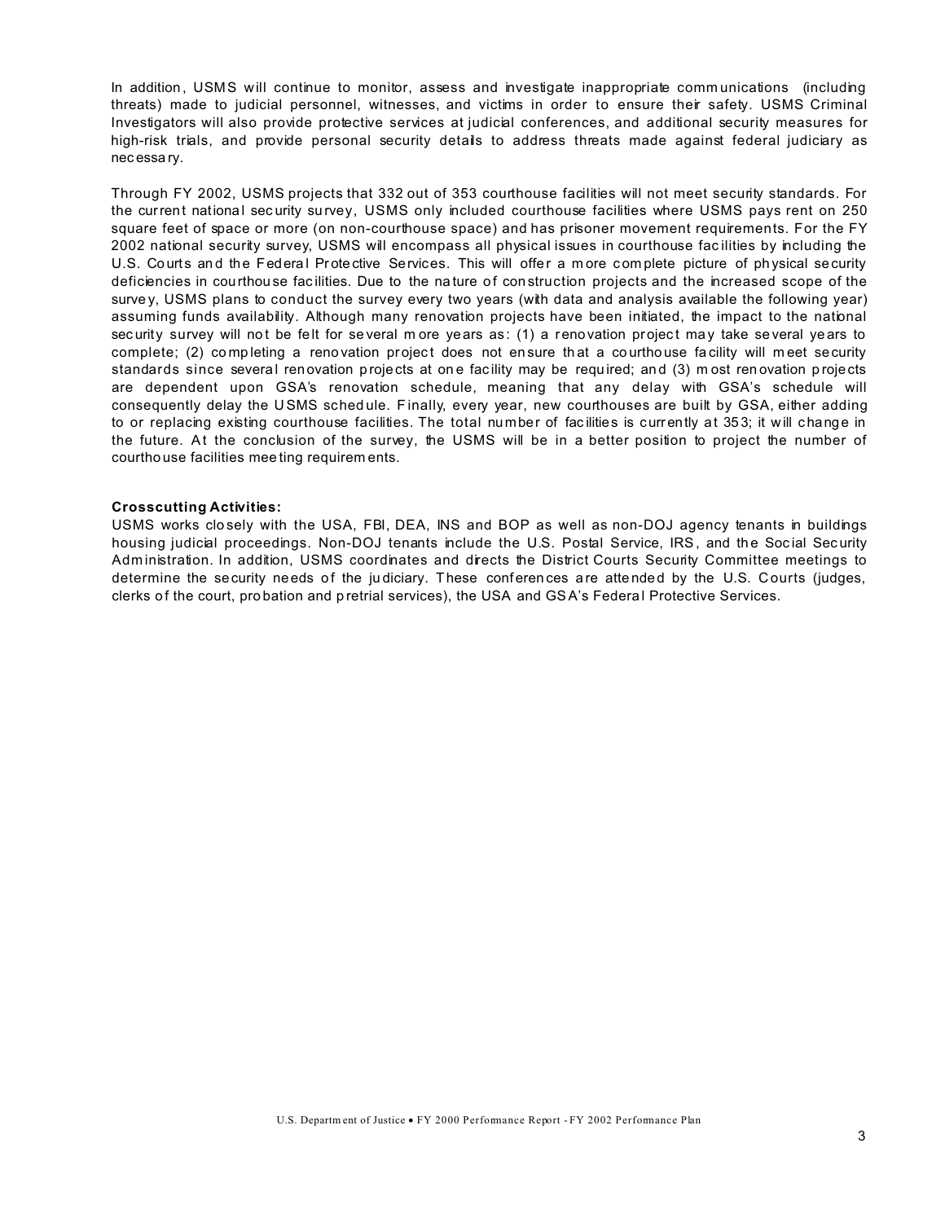In addition, USMS will continue to monitor, assess and investigate inappropriate communications (including threats) made to judicial personnel, witnesses, and victims in order to ensure their safety. USMS Criminal Investigators will also provide protective services at judicial conferences, and additional security measures for high-risk trials, and provide personal security details to address threats made against federal judiciary as necessary.

Through FY 2002, USMS projects that 332 out of 353 courthouse facilities will not meet security standards. For the current national security survey, USMS only included courthouse facilities where USMS pays rent on 250 square feet of space or more (on non-courthouse space) and has prisoner movement requirements. For the FY 2002 national security survey, USMS will encompass all physical issues in courthouse facilities by including the U.S. Courts and the Federal Protective Services. This will offer a more complete picture of physical security deficiencies in courthouse facilities. Due to the nature of construction projects and the increased scope of the survey, USMS plans to conduct the survey every two years (with data and analysis available the following year) assuming funds availability. Although many renovation projects have been initiated, the impact to the national security survey will not be felt for several more years as: (1) a renovation project may take several years to complete; (2) completing a renovation project does not ensure that a courthouse facility will meet security standards since several renovation projects at one facility may be required; and (3) most renovation projects are dependent upon GSA's renovation schedule, meaning that any delay with GSA's schedule will consequently delay the USMS schedule. Finally, every year, new courthouses are built by GSA, either adding to or replacing existing courthouse facilities. The total number of facilities is currently at 353; it will change in the future. At the conclusion of the survey, the USMS will be in a better position to project the number of courthouse facilities meeting requirements.

**Crosscutting Activities:**
USMS works closely with the USA, FBI, DEA, INS and BOP as well as non-DOJ agency tenants in buildings housing judicial proceedings. Non-DOJ tenants include the U.S. Postal Service, IRS, and the Social Security Administration. In addition, USMS coordinates and directs the District Courts Security Committee meetings to determine the security needs of the judiciary. These conferences are attended by the U.S. Courts (judges, clerks of the court, probation and pretrial services), the USA and GSA's Federal Protective Services.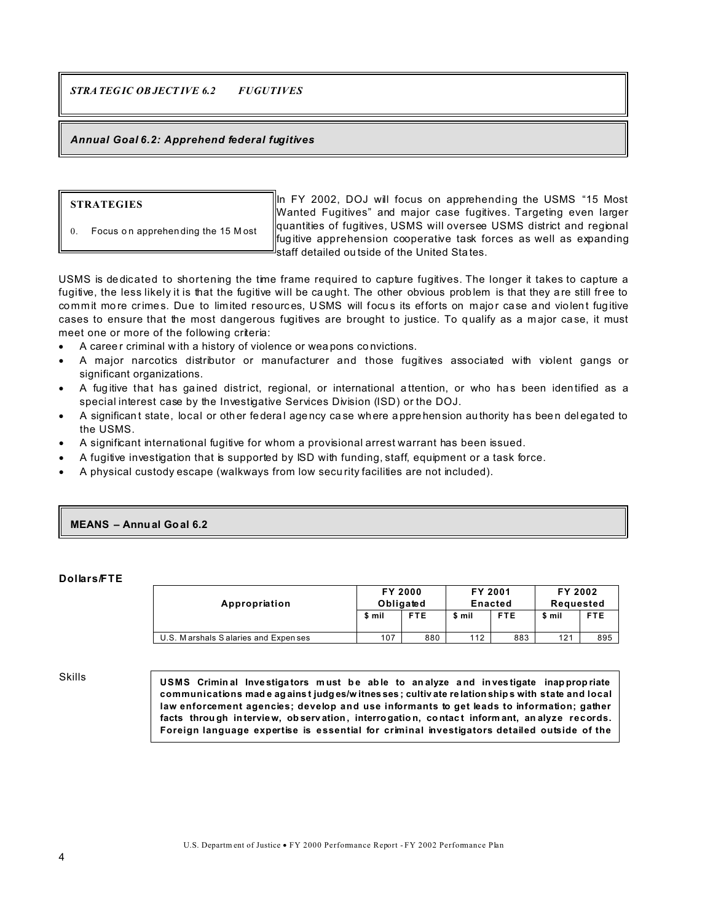***STRATEGIC OBJECTIVE 6.2 FUGUTIVES***

***Annual Goal 6.2: Apprehend federal fugitives***

**STRATEGIES**

0. Focus on apprehending the 15 Most

In FY 2002, DOJ will focus on apprehending the USMS "15 Most Wanted Fugitives" and major case fugitives. Targeting even larger quantities of fugitives, USMS will oversee USMS district and regional fugitive apprehension cooperative task forces as well as expanding staff detailed outside of the United States.

USMS is dedicated to shortening the time frame required to capture fugitives. The longer it takes to capture a fugitive, the less likely it is that the fugitive will be caught. The other obvious problem is that they are still free to commit more crimes. Due to limited resources, USMS will focus its efforts on major case and violent fugitive cases to ensure that the most dangerous fugitives are brought to justice. To qualify as a major case, it must meet one or more of the following criteria:

- A career criminal with a history of violence or weapons convictions.
- A major narcotics distributor or manufacturer and those fugitives associated with violent gangs or significant organizations.
- A fugitive that has gained district, regional, or international attention, or who has been identified as a special interest case by the Investigative Services Division (ISD) or the DOJ.
- A significant state, local or other federal agency case where apprehension authority has been delegated to the USMS.
- A significant international fugitive for whom a provisional arrest warrant has been issued.
- A fugitive investigation that is supported by ISD with funding, staff, equipment or a task force.
- A physical custody escape (walkways from low security facilities are not included).

**MEANS – Annual Goal 6.2**

**Dollars/FTE**

| Appropriation | FY 2000 Obligated | | FY 2001 Enacted | | FY 2002 Requested | |
|---|---|---|---|---|---|---|
| | $ mil | FTE | $ mil | FTE | $ mil | FTE |
| U.S. Marshals Salaries and Expenses | 107 | 880 | 112 | 883 | 121 | 895 |

Skills

**USMS Criminal Investigators must be able to analyze and investigate inappropriate communications made against judges/witnesses; cultivate relationships with state and local law enforcement agencies; develop and use informants to get leads to information; gather facts through interview, observation, interrogation, contact informant, analyze records. Foreign language expertise is essential for criminal investigators detailed outside of the**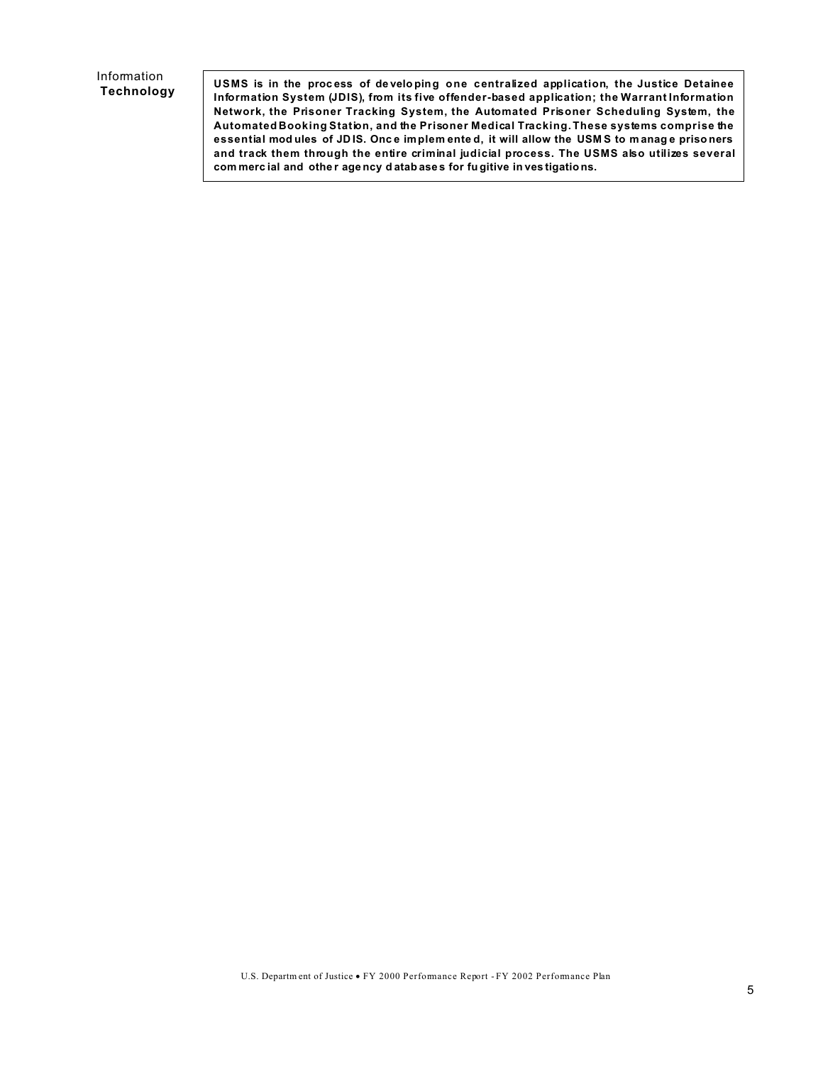| Information **Technology** | **USMS is in the process of developing one centralized application, the Justice Detainee Information System (JDIS), from its five offender-based application; the Warrant Information Network, the Prisoner Tracking System, the Automated Prisoner Scheduling System, the Automated Booking Station, and the Prisoner Medical Tracking. These systems comprise the essential modules of JDIS. Once implemented, it will allow the USMS to manage prisoners and track them through the entire criminal judicial process. The USMS also utilizes several commercial and other agency databases for fugitive investigations.** |
| --- | --- |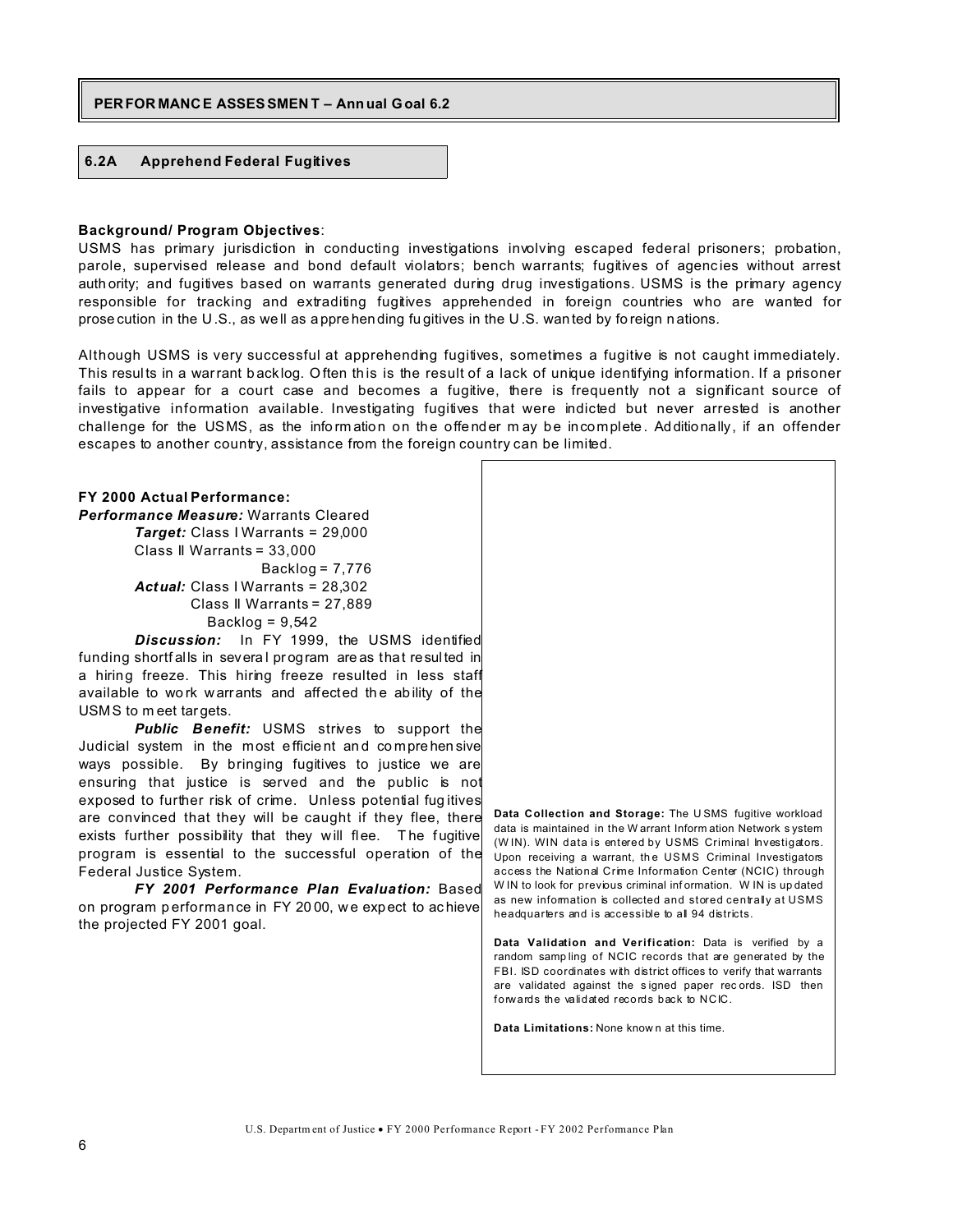## PERFORMANCE ASSESSMENT – Annual Goal 6.2

### 6.2A Apprehend Federal Fugitives

**Background/ Program Objectives**:
USMS has primary jurisdiction in conducting investigations involving escaped federal prisoners; probation, parole, supervised release and bond default violators; bench warrants; fugitives of agencies without arrest authority; and fugitives based on warrants generated during drug investigations. USMS is the primary agency responsible for tracking and extraditing fugitives apprehended in foreign countries who are wanted for prosecution in the U.S., as well as apprehending fugitives in the U.S. wanted by foreign nations.

Although USMS is very successful at apprehending fugitives, sometimes a fugitive is not caught immediately. This results in a warrant backlog. Often this is the result of a lack of unique identifying information. If a prisoner fails to appear for a court case and becomes a fugitive, there is frequently not a significant source of investigative information available. Investigating fugitives that were indicted but never arrested is another challenge for the USMS, as the information on the offender may be incomplete. Additionally, if an offender escapes to another country, assistance from the foreign country can be limited.

**FY 2000 Actual Performance:**

***Performance Measure:*** Warrants Cleared

***Target:*** Class I Warrants = 29,000
Class II Warrants = 33,000
Backlog = 7,776

***Actual:*** Class I Warrants = 28,302
Class II Warrants = 27,889
Backlog = 9,542

***Discussion:*** In FY 1999, the USMS identified funding shortfalls in several program areas that resulted in a hiring freeze. This hiring freeze resulted in less staff available to work warrants and affected the ability of the USMS to meet targets.

***Public Benefit:*** USMS strives to support the Judicial system in the most efficient and comprehensive ways possible. By bringing fugitives to justice we are ensuring that justice is served and the public is not exposed to further risk of crime. Unless potential fugitives are convinced that they will be caught if they flee, there exists further possibility that they will flee. The fugitive program is essential to the successful operation of the Federal Justice System.

***FY 2001 Performance Plan Evaluation:*** Based on program performance in FY 2000, we expect to achieve the projected FY 2001 goal.

**Data Collection and Storage:** The USMS fugitive workload data is maintained in the Warrant Information Network system (WIN). WIN data is entered by USMS Criminal Investigators. Upon receiving a warrant, the USMS Criminal Investigators access the National Crime Information Center (NCIC) through WIN to look for previous criminal information. WIN is updated as new information is collected and stored centrally at USMS headquarters and is accessible to all 94 districts.

**Data Validation and Verification:** Data is verified by a random sampling of NCIC records that are generated by the FBI. ISD coordinates with district offices to verify that warrants are validated against the signed paper records. ISD then forwards the validated records back to NCIC.

**Data Limitations:** None known at this time.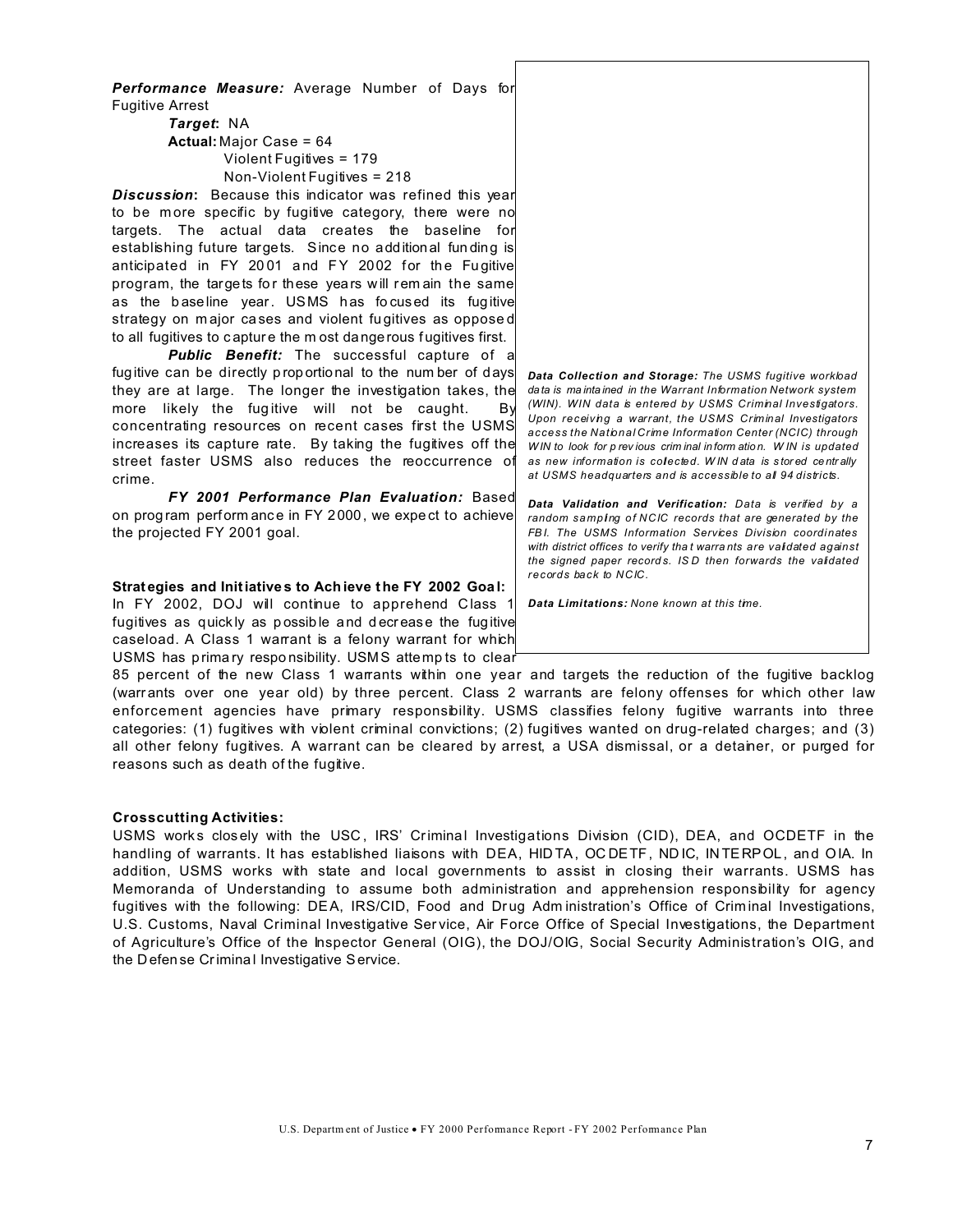***Performance Measure:*** Average Number of Days for Fugitive Arrest

***Target*:** NA

**Actual:** Major Case = 64
Violent Fugitives = 179
Non-Violent Fugitives = 218

***Discussion*:** Because this indicator was refined this year to be more specific by fugitive category, there were no targets. The actual data creates the baseline for establishing future targets. Since no additional funding is anticipated in FY 2001 and FY 2002 for the Fugitive program, the targets for these years will remain the same as the baseline year. USMS has focused its fugitive strategy on major cases and violent fugitives as opposed to all fugitives to capture the most dangerous fugitives first.

***Public Benefit:*** The successful capture of a fugitive can be directly proportional to the number of days they are at large. The longer the investigation takes, the more likely the fugitive will not be caught. By concentrating resources on recent cases first the USMS increases its capture rate. By taking the fugitives off the street faster USMS also reduces the reoccurrence of crime.

***FY 2001 Performance Plan Evaluation:*** Based on program performance in FY 2000, we expect to achieve the projected FY 2001 goal.

***Data Collection and Storage:*** *The USMS fugitive workload data is maintained in the Warrant Information Network system (WIN). WIN data is entered by USMS Criminal Investigators. Upon receiving a warrant, the USMS Criminal Investigators access the National Crime Information Center (NCIC) through WIN to look for previous criminal information. WIN is updated as new information is collected. WIN data is stored centrally at USMS headquarters and is accessible to all 94 districts.*

***Data Validation and Verification:*** *Data is verified by a random sampling of NCIC records that are generated by the FBI. The USMS Information Services Division coordinates with district offices to verify that warrants are validated against the signed paper records. ISD then forwards the validated records back to NCIC.*

***Data Limitations:*** *None known at this time.*

**Strategies and Initiatives to Achieve the FY 2002 Goal:**

In FY 2002, DOJ will continue to apprehend Class 1 fugitives as quickly as possible and decrease the fugitive caseload. A Class 1 warrant is a felony warrant for which USMS has primary responsibility. USMS attempts to clear 85 percent of the new Class 1 warrants within one year and targets the reduction of the fugitive backlog (warrants over one year old) by three percent. Class 2 warrants are felony offenses for which other law enforcement agencies have primary responsibility. USMS classifies felony fugitive warrants into three categories: (1) fugitives with violent criminal convictions; (2) fugitives wanted on drug-related charges; and (3) all other felony fugitives. A warrant can be cleared by arrest, a USA dismissal, or a detainer, or purged for reasons such as death of the fugitive.

**Crosscutting Activities:**

USMS works closely with the USC, IRS' Criminal Investigations Division (CID), DEA, and OCDETF in the handling of warrants. It has established liaisons with DEA, HIDTA, OCDETF, NDIC, INTERPOL, and OIA. In addition, USMS works with state and local governments to assist in closing their warrants. USMS has Memoranda of Understanding to assume both administration and apprehension responsibility for agency fugitives with the following: DEA, IRS/CID, Food and Drug Administration's Office of Criminal Investigations, U.S. Customs, Naval Criminal Investigative Service, Air Force Office of Special Investigations, the Department of Agriculture's Office of the Inspector General (OIG), the DOJ/OIG, Social Security Administration's OIG, and the Defense Criminal Investigative Service.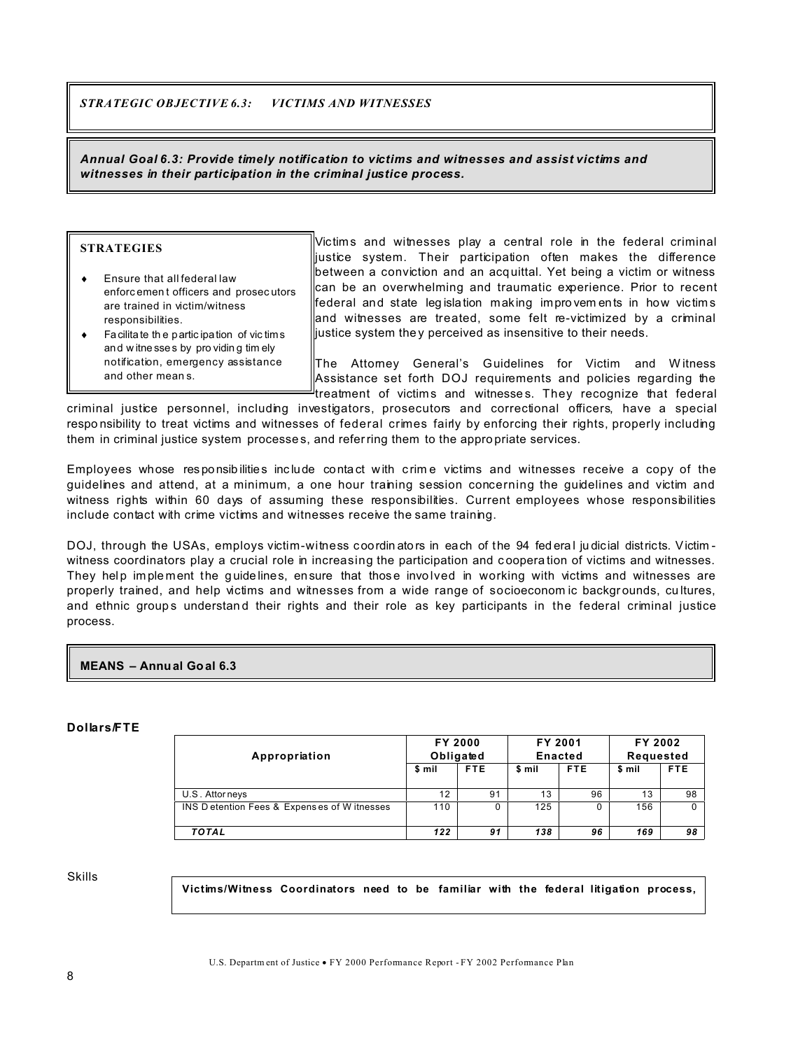## *STRATEGIC OBJECTIVE 6.3: VICTIMS AND WITNESSES*

***Annual Goal 6.3: Provide timely notification to victims and witnesses and assist victims and witnesses in their participation in the criminal justice process.***

**STRATEGIES**

- Ensure that all federal law enforcement officers and prosecutors are trained in victim/witness responsibilities.
- Facilitate the participation of victims and witnesses by providing timely notification, emergency assistance and other means.

Victims and witnesses play a central role in the federal criminal justice system. Their participation often makes the difference between a conviction and an acquittal. Yet being a victim or witness can be an overwhelming and traumatic experience. Prior to recent federal and state legislation making improvements in how victims and witnesses are treated, some felt re-victimized by a criminal justice system they perceived as insensitive to their needs.

The Attorney General's Guidelines for Victim and Witness Assistance set forth DOJ requirements and policies regarding the treatment of victims and witnesses. They recognize that federal criminal justice personnel, including investigators, prosecutors and correctional officers, have a special responsibility to treat victims and witnesses of federal crimes fairly by enforcing their rights, properly including them in criminal justice system processes, and referring them to the appropriate services.

Employees whose responsibilities include contact with crime victims and witnesses receive a copy of the guidelines and attend, at a minimum, a one hour training session concerning the guidelines and victim and witness rights within 60 days of assuming these responsibilities. Current employees whose responsibilities include contact with crime victims and witnesses receive the same training.

DOJ, through the USAs, employs victim-witness coordinators in each of the 94 federal judicial districts. Victim-witness coordinators play a crucial role in increasing the participation and cooperation of victims and witnesses. They help implement the guidelines, ensure that those involved in working with victims and witnesses are properly trained, and help victims and witnesses from a wide range of socioeconomic backgrounds, cultures, and ethnic groups understand their rights and their role as key participants in the federal criminal justice process.

**MEANS – Annual Goal 6.3**

**Dollars/FTE**

| Appropriation | FY 2000 Obligated | | FY 2001 Enacted | | FY 2002 Requested | |
|---|---|---|---|---|---|---|
| | $ mil | FTE | $ mil | FTE | $ mil | FTE |
| U.S. Attorneys | 12 | 91 | 13 | 96 | 13 | 98 |
| INS Detention Fees & Expenses of Witnesses | 110 | 0 | 125 | 0 | 156 | 0 |
| ***TOTAL*** | ***122*** | ***91*** | ***138*** | ***96*** | ***169*** | ***98*** |

Skills

**Victims/Witness Coordinators need to be familiar with the federal litigation process,**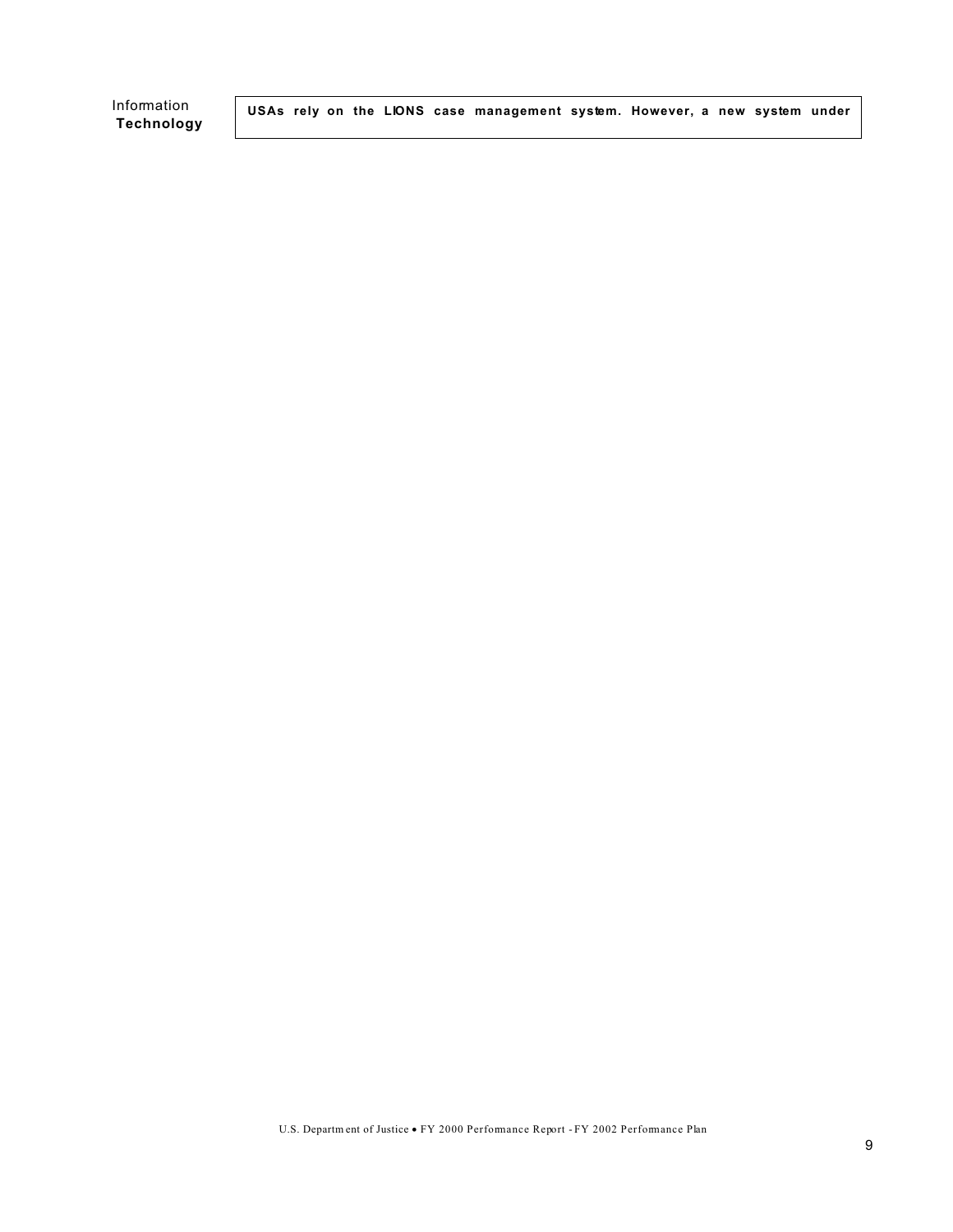Information **Technology**

**USAs rely on the LIONS case management system. However, a new system under**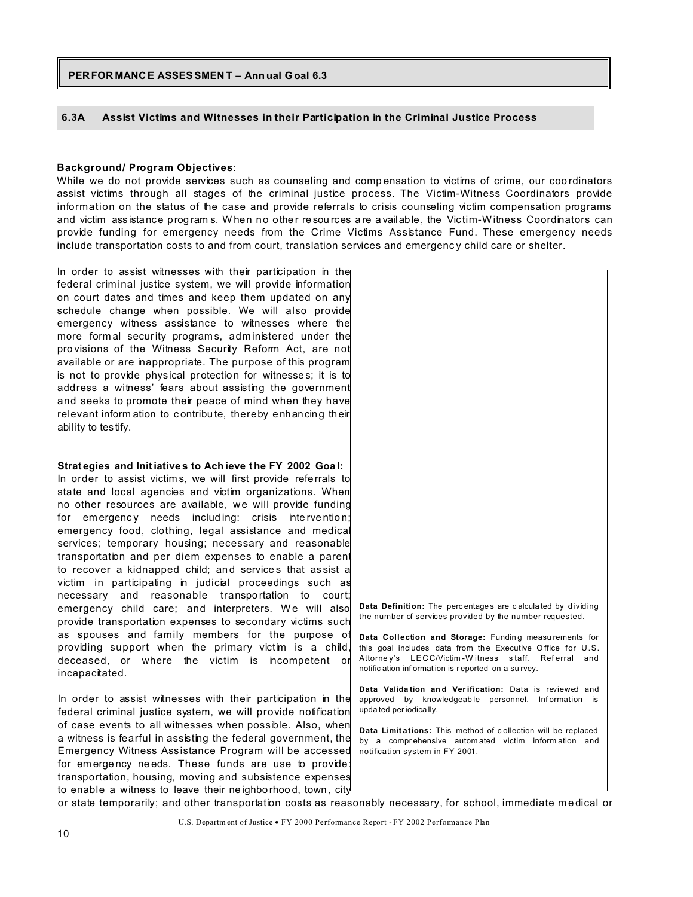## PERFORMANCE ASSESSMENT – Annual Goal 6.3

### 6.3A Assist Victims and Witnesses in their Participation in the Criminal Justice Process

**Background/ Program Objectives**:
While we do not provide services such as counseling and compensation to victims of crime, our coordinators assist victims through all stages of the criminal justice process. The Victim-Witness Coordinators provide information on the status of the case and provide referrals to crisis counseling victim compensation programs and victim assistance programs. When no other resources are available, the Victim-Witness Coordinators can provide funding for emergency needs from the Crime Victims Assistance Fund. These emergency needs include transportation costs to and from court, translation services and emergency child care or shelter.

In order to assist witnesses with their participation in the federal criminal justice system, we will provide information on court dates and times and keep them updated on any schedule change when possible. We will also provide emergency witness assistance to witnesses where the more formal security programs, administered under the provisions of the Witness Security Reform Act, are not available or are inappropriate. The purpose of this program is not to provide physical protection for witnesses; it is to address a witness' fears about assisting the government and seeks to promote their peace of mind when they have relevant information to contribute, thereby enhancing their ability to testify.

**Strategies and Initiatives to Achieve the FY 2002 Goal:**
In order to assist victims, we will first provide referrals to state and local agencies and victim organizations. When no other resources are available, we will provide funding for emergency needs including: crisis intervention; emergency food, clothing, legal assistance and medical services; temporary housing; necessary and reasonable transportation and per diem expenses to enable a parent to recover a kidnapped child; and services that assist a victim in participating in judicial proceedings such as necessary and reasonable transportation to court; emergency child care; and interpreters. We will also provide transportation expenses to secondary victims such as spouses and family members for the purpose of providing support when the primary victim is a child, deceased, or where the victim is incompetent or incapacitated.

In order to assist witnesses with their participation in the federal criminal justice system, we will provide notification of case events to all witnesses when possible. Also, when a witness is fearful in assisting the federal government, the Emergency Witness Assistance Program will be accessed for emergency needs. These funds are use to provide: transportation, housing, moving and subsistence expenses to enable a witness to leave their neighborhood, town, city or state temporarily; and other transportation costs as reasonably necessary, for school, immediate medical or

**Data Definition:** The percentages are calculated by dividing the number of services provided by the number requested.

**Data Collection and Storage:** Funding measurements for this goal includes data from the Executive Office for U.S. Attorney's LECC/Victim-Witness staff. Referral and notification information is reported on a survey.

**Data Validation and Verification:** Data is reviewed and approved by knowledgeable personnel. Information is updated periodically.

**Data Limitations:** This method of collection will be replaced by a comprehensive automated victim information and notification system in FY 2001.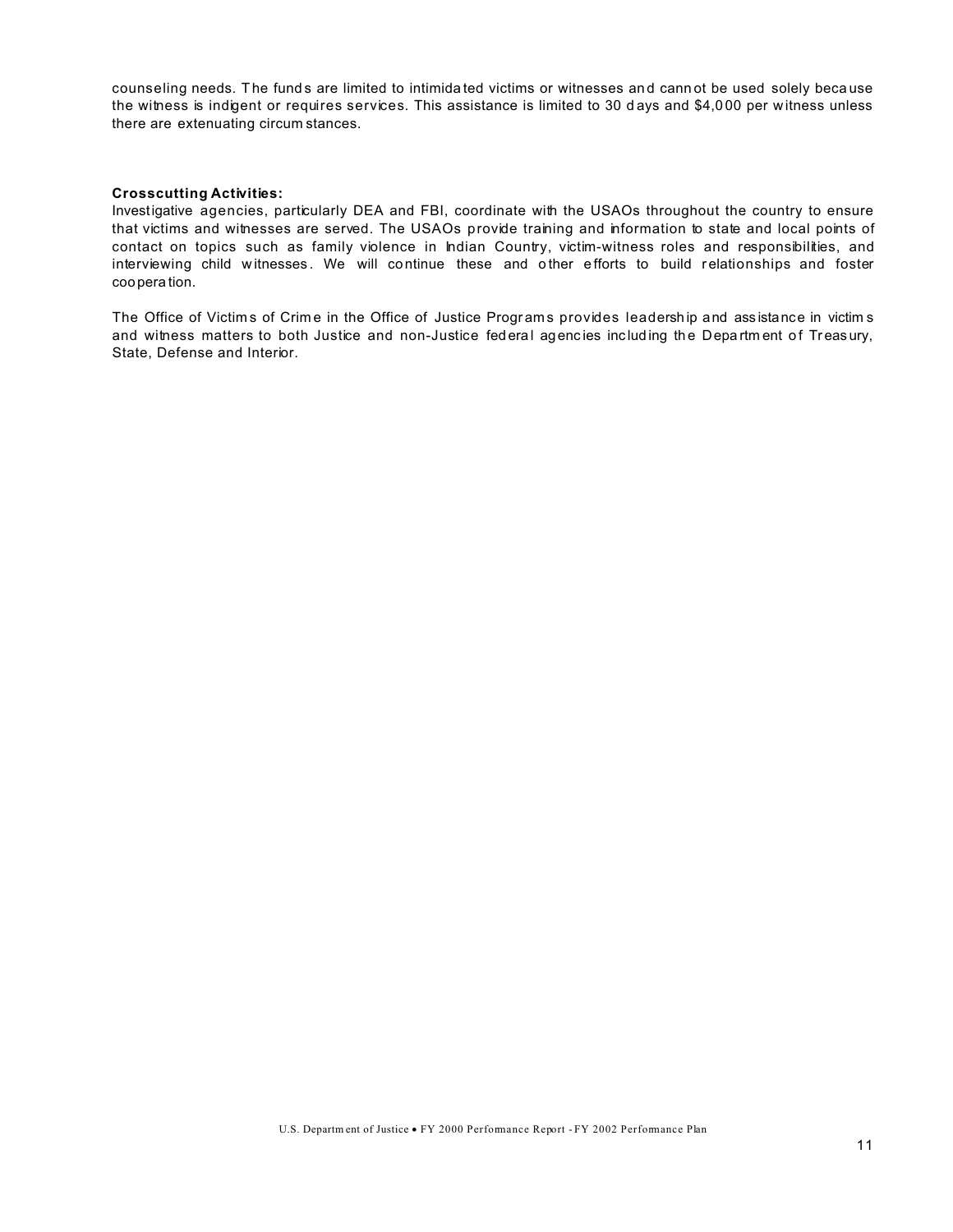counseling needs. The funds are limited to intimidated victims or witnesses and cannot be used solely because the witness is indigent or requires services. This assistance is limited to 30 days and $4,000 per witness unless there are extenuating circumstances.

**Crosscutting Activities:**

Investigative agencies, particularly DEA and FBI, coordinate with the USAOs throughout the country to ensure that victims and witnesses are served. The USAOs provide training and information to state and local points of contact on topics such as family violence in Indian Country, victim-witness roles and responsibilities, and interviewing child witnesses. We will continue these and other efforts to build relationships and foster cooperation.

The Office of Victims of Crime in the Office of Justice Programs provides leadership and assistance in victims and witness matters to both Justice and non-Justice federal agencies including the Department of Treasury, State, Defense and Interior.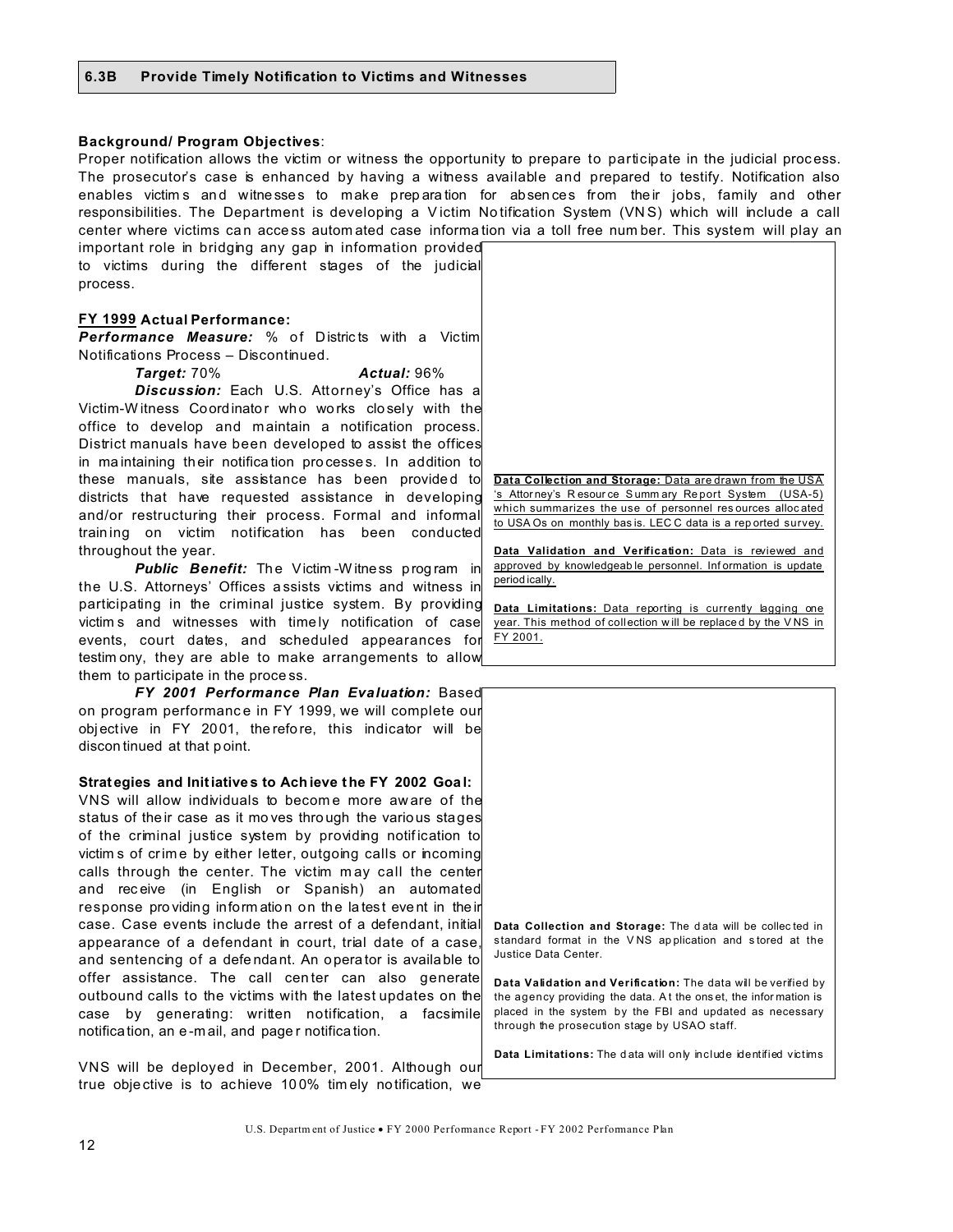## 6.3B Provide Timely Notification to Victims and Witnesses

**Background/ Program Objectives**:
Proper notification allows the victim or witness the opportunity to prepare to participate in the judicial process. The prosecutor's case is enhanced by having a witness available and prepared to testify. Notification also enables victims and witnesses to make preparation for absences from their jobs, family and other responsibilities. The Department is developing a Victim Notification System (VNS) which will include a call center where victims can access automated case information via a toll free number. This system will play an important role in bridging any gap in information provided to victims during the different stages of the judicial process.

**FY 1999 Actual Performance:**
***Performance Measure:*** % of Districts with a Victim Notifications Process – Discontinued.

***Target:*** 70% ***Actual:*** 96%

***Discussion:*** Each U.S. Attorney's Office has a Victim-Witness Coordinator who works closely with the office to develop and maintain a notification process. District manuals have been developed to assist the offices in maintaining their notification processes. In addition to these manuals, site assistance has been provided to districts that have requested assistance in developing and/or restructuring their process. Formal and informal training on victim notification has been conducted throughout the year.

***Public Benefit:*** The Victim-Witness program in the U.S. Attorneys' Offices assists victims and witness in participating in the criminal justice system. By providing victims and witnesses with timely notification of case events, court dates, and scheduled appearances for testimony, they are able to make arrangements to allow them to participate in the process.

***FY 2001 Performance Plan Evaluation:*** Based on program performance in FY 1999, we will complete our objective in FY 2001, therefore, this indicator will be discontinued at that point.

**Data Collection and Storage:** Data are drawn from the USA's Attorney's Resource Summary Report System (USA-5) which summarizes the use of personnel resources allocated to USAOs on monthly basis. LECC data is a reported survey.

**Data Validation and Verification:** Data is reviewed and approved by knowledgeable personnel. Information is update periodically.

**Data Limitations:** Data reporting is currently lagging one year. This method of collection will be replaced by the VNS in FY 2001.

**Strategies and Initiatives to Achieve the FY 2002 Goal:**
VNS will allow individuals to become more aware of the status of their case as it moves through the various stages of the criminal justice system by providing notification to victims of crime by either letter, outgoing calls or incoming calls through the center. The victim may call the center and receive (in English or Spanish) an automated response providing information on the latest event in their case. Case events include the arrest of a defendant, initial appearance of a defendant in court, trial date of a case, and sentencing of a defendant. An operator is available to offer assistance. The call center can also generate outbound calls to the victims with the latest updates on the case by generating: written notification, a facsimile notification, an e-mail, and pager notification.

VNS will be deployed in December, 2001. Although our true objective is to achieve 100% timely notification, we

**Data Collection and Storage:** The data will be collected in standard format in the VNS application and stored at the Justice Data Center.

**Data Validation and Verification:** The data will be verified by the agency providing the data. At the onset, the information is placed in the system by the FBI and updated as necessary through the prosecution stage by USAO staff.

**Data Limitations:** The data will only include identified victims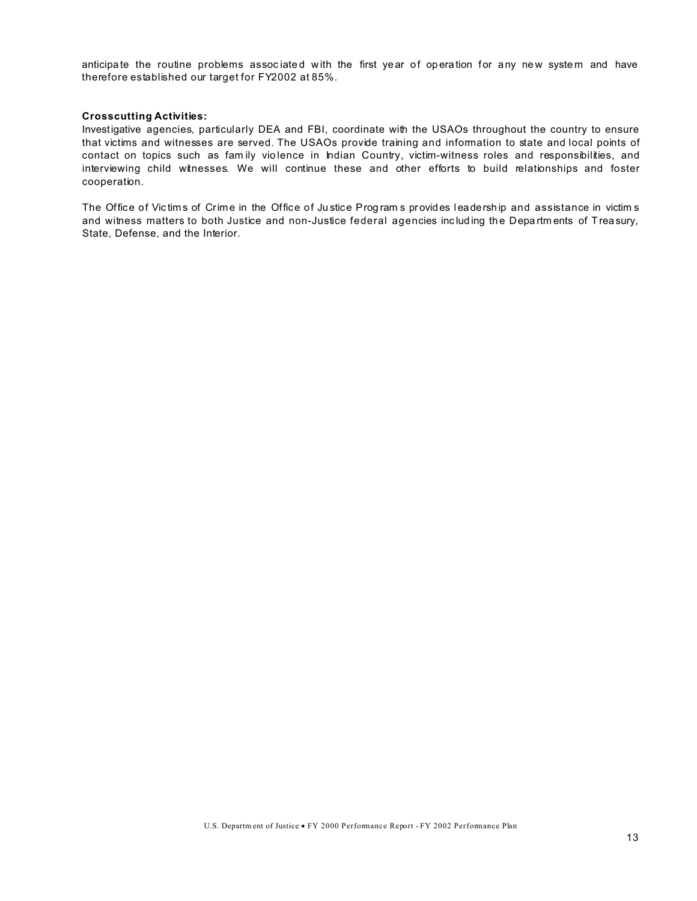anticipate the routine problems associated with the first year of operation for any new system and have therefore established our target for FY2002 at 85%.

**Crosscutting Activities:**
Investigative agencies, particularly DEA and FBI, coordinate with the USAOs throughout the country to ensure that victims and witnesses are served. The USAOs provide training and information to state and local points of contact on topics such as family violence in Indian Country, victim-witness roles and responsibilities, and interviewing child witnesses. We will continue these and other efforts to build relationships and foster cooperation.

The Office of Victims of Crime in the Office of Justice Programs provides leadership and assistance in victims and witness matters to both Justice and non-Justice federal agencies including the Departments of Treasury, State, Defense, and the Interior.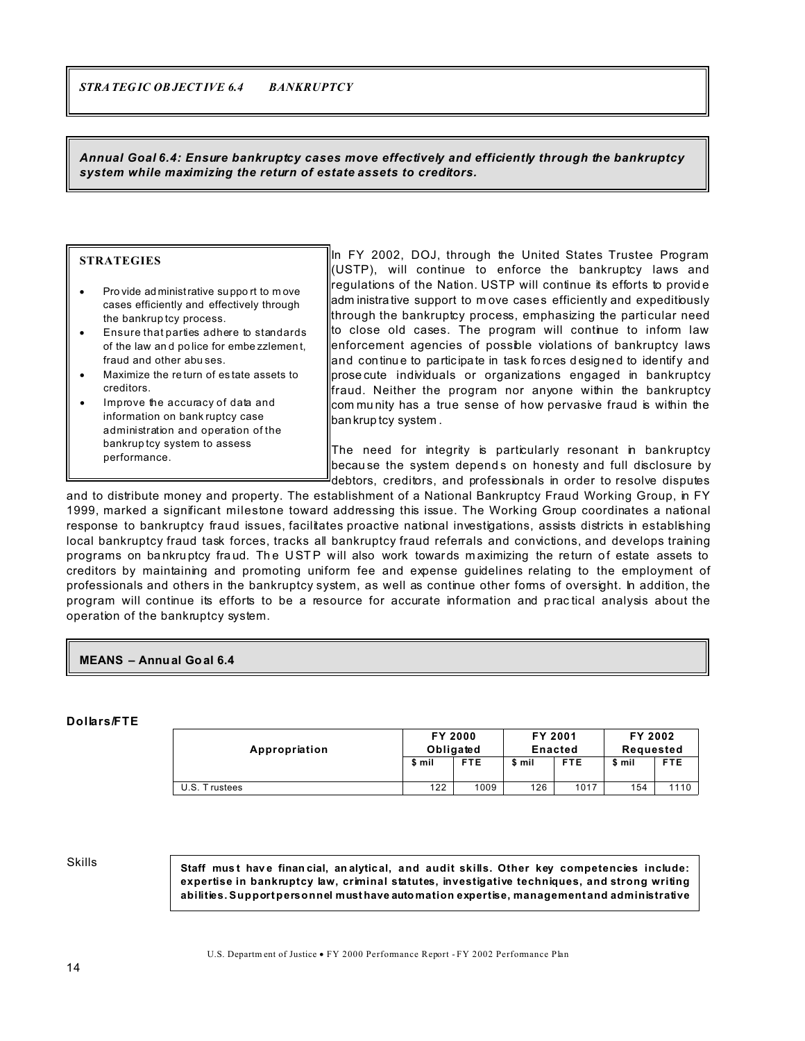***STRATEGIC OBJECTIVE 6.4 BANKRUPTCY***

***Annual Goal 6.4: Ensure bankruptcy cases move effectively and efficiently through the bankruptcy system while maximizing the return of estate assets to creditors.***

**STRATEGIES**

- Provide administrative support to move cases efficiently and effectively through the bankruptcy process.
- Ensure that parties adhere to standards of the law and police for embezzlement, fraud and other abuses.
- Maximize the return of estate assets to creditors.
- Improve the accuracy of data and information on bankruptcy case administration and operation of the bankruptcy system to assess performance.

In FY 2002, DOJ, through the United States Trustee Program (USTP), will continue to enforce the bankruptcy laws and regulations of the Nation. USTP will continue its efforts to provide administrative support to move cases efficiently and expeditiously through the bankruptcy process, emphasizing the particular need to close old cases. The program will continue to inform law enforcement agencies of possible violations of bankruptcy laws and continue to participate in task forces designed to identify and prosecute individuals or organizations engaged in bankruptcy fraud. Neither the program nor anyone within the bankruptcy community has a true sense of how pervasive fraud is within the bankruptcy system.

The need for integrity is particularly resonant in bankruptcy because the system depends on honesty and full disclosure by debtors, creditors, and professionals in order to resolve disputes and to distribute money and property. The establishment of a National Bankruptcy Fraud Working Group, in FY 1999, marked a significant milestone toward addressing this issue. The Working Group coordinates a national response to bankruptcy fraud issues, facilitates proactive national investigations, assists districts in establishing local bankruptcy fraud task forces, tracks all bankruptcy fraud referrals and convictions, and develops training programs on bankruptcy fraud. The USTP will also work towards maximizing the return of estate assets to creditors by maintaining and promoting uniform fee and expense guidelines relating to the employment of professionals and others in the bankruptcy system, as well as continue other forms of oversight. In addition, the program will continue its efforts to be a resource for accurate information and practical analysis about the operation of the bankruptcy system.

**MEANS – Annual Goal 6.4**

**Dollars/FTE**

| Appropriation | FY 2000 Obligated | | FY 2001 Enacted | | FY 2002 Requested | |
|---|---|---|---|---|---|---|
| | $ mil | FTE | $ mil | FTE | $ mil | FTE |
| U.S. Trustees | 122 | 1009 | 126 | 1017 | 154 | 1110 |

Skills

**Staff must have financial, analytical, and audit skills. Other key competencies include: expertise in bankruptcy law, criminal statutes, investigative techniques, and strong writing abilities. Support personnel must have automation expertise, management and administrative**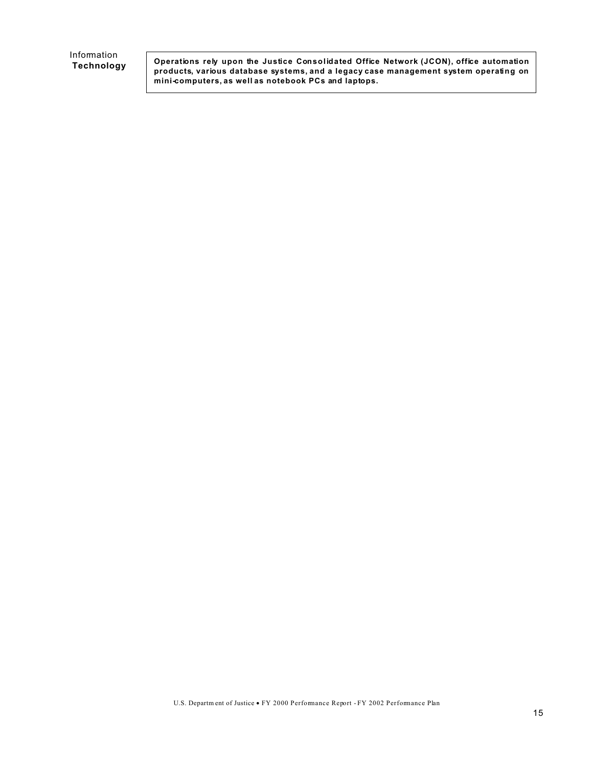| Information **Technology** | **Operations rely upon the Justice Consolidated Office Network (JCON), office automation products, various database systems, and a legacy case management system operating on mini-computers, as well as notebook PCs and laptops.** |
| --- | --- |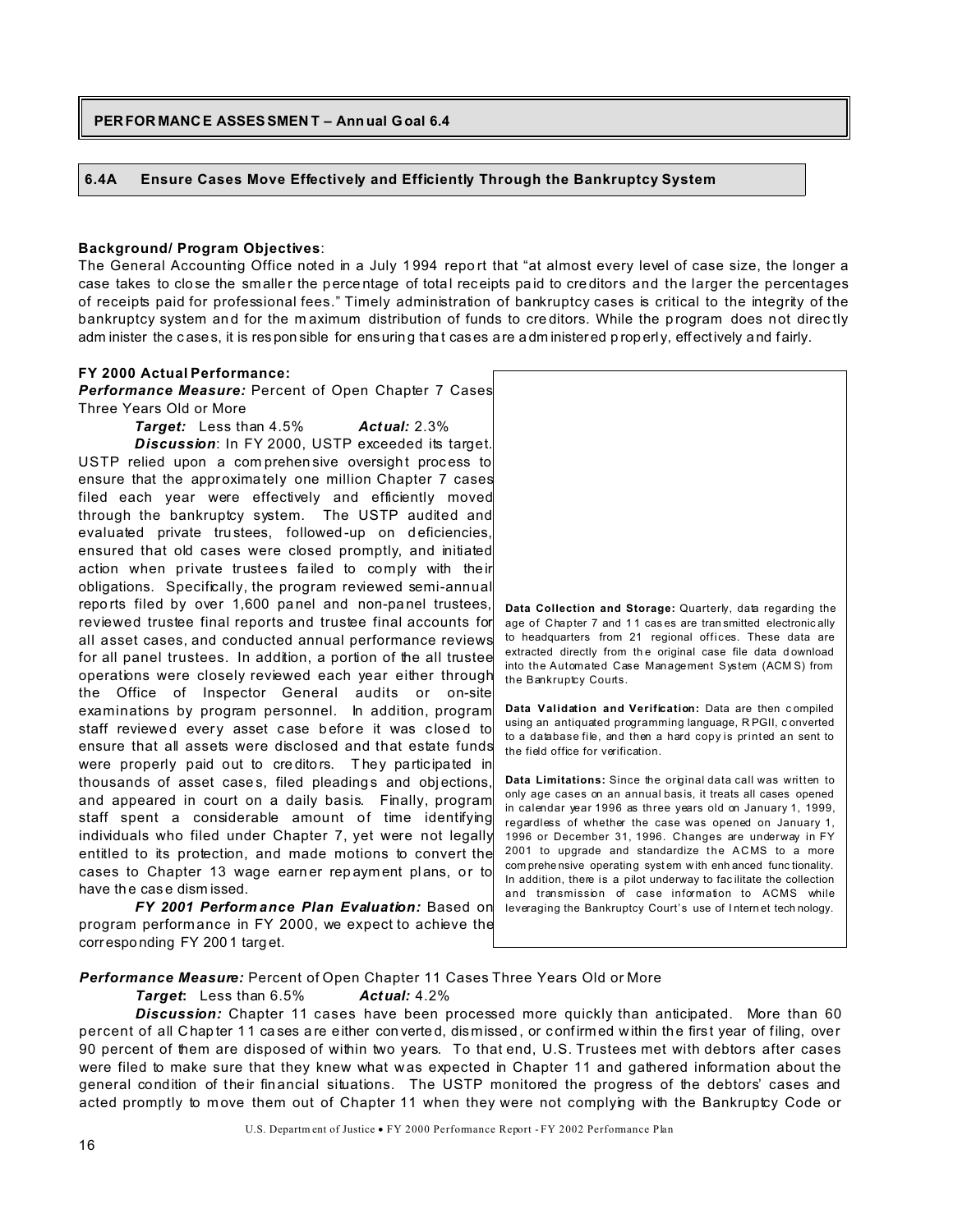## PERFORMANCE ASSESSMENT – Annual Goal 6.4

### 6.4A Ensure Cases Move Effectively and Efficiently Through the Bankruptcy System

**Background/ Program Objectives**:
The General Accounting Office noted in a July 1994 report that "at almost every level of case size, the longer a case takes to close the smaller the percentage of total receipts paid to creditors and the larger the percentages of receipts paid for professional fees." Timely administration of bankruptcy cases is critical to the integrity of the bankruptcy system and for the maximum distribution of funds to creditors. While the program does not directly administer the cases, it is responsible for ensuring that cases are administered properly, effectively and fairly.

**FY 2000 Actual Performance:**
***Performance Measure:*** Percent of Open Chapter 7 Cases Three Years Old or More

***Target:*** Less than 4.5% ***Actual:*** 2.3%

***Discussion***: In FY 2000, USTP exceeded its target. USTP relied upon a comprehensive oversight process to ensure that the approximately one million Chapter 7 cases filed each year were effectively and efficiently moved through the bankruptcy system. The USTP audited and evaluated private trustees, followed-up on deficiencies, ensured that old cases were closed promptly, and initiated action when private trustees failed to comply with their obligations. Specifically, the program reviewed semi-annual reports filed by over 1,600 panel and non-panel trustees, reviewed trustee final reports and trustee final accounts for all asset cases, and conducted annual performance reviews for all panel trustees. In addition, a portion of the all trustee operations were closely reviewed each year either through the Office of Inspector General audits or on-site examinations by program personnel. In addition, program staff reviewed every asset case before it was closed to ensure that all assets were disclosed and that estate funds were properly paid out to creditors. They participated in thousands of asset cases, filed pleadings and objections, and appeared in court on a daily basis. Finally, program staff spent a considerable amount of time identifying individuals who filed under Chapter 7, yet were not legally entitled to its protection, and made motions to convert the cases to Chapter 13 wage earner repayment plans, or to have the case dismissed.

***FY 2001 Performance Plan Evaluation:*** Based on program performance in FY 2000, we expect to achieve the corresponding FY 2001 target.

**Data Collection and Storage:** Quarterly, data regarding the age of Chapter 7 and 11 cases are transmitted electronically to headquarters from 21 regional offices. These data are extracted directly from the original case file data download into the Automated Case Management System (ACMS) from the Bankruptcy Courts.

**Data Validation and Verification:** Data are then compiled using an antiquated programming language, RPGII, converted to a database file, and then a hard copy is printed an sent to the field office for verification.

**Data Limitations:** Since the original data call was written to only age cases on an annual basis, it treats all cases opened in calendar year 1996 as three years old on January 1, 1999, regardless of whether the case was opened on January 1, 1996 or December 31, 1996. Changes are underway in FY 2001 to upgrade and standardize the ACMS to a more comprehensive operating system with enhanced functionality. In addition, there is a pilot underway to facilitate the collection and transmission of case information to ACMS while leveraging the Bankruptcy Court's use of Internet technology.

***Performance Measure:*** Percent of Open Chapter 11 Cases Three Years Old or More

***Target*:** Less than 6.5% ***Actual:*** 4.2%

***Discussion:*** Chapter 11 cases have been processed more quickly than anticipated. More than 60 percent of all Chapter 11 cases are either converted, dismissed, or confirmed within the first year of filing, over 90 percent of them are disposed of within two years. To that end, U.S. Trustees met with debtors after cases were filed to make sure that they knew what was expected in Chapter 11 and gathered information about the general condition of their financial situations. The USTP monitored the progress of the debtors' cases and acted promptly to move them out of Chapter 11 when they were not complying with the Bankruptcy Code or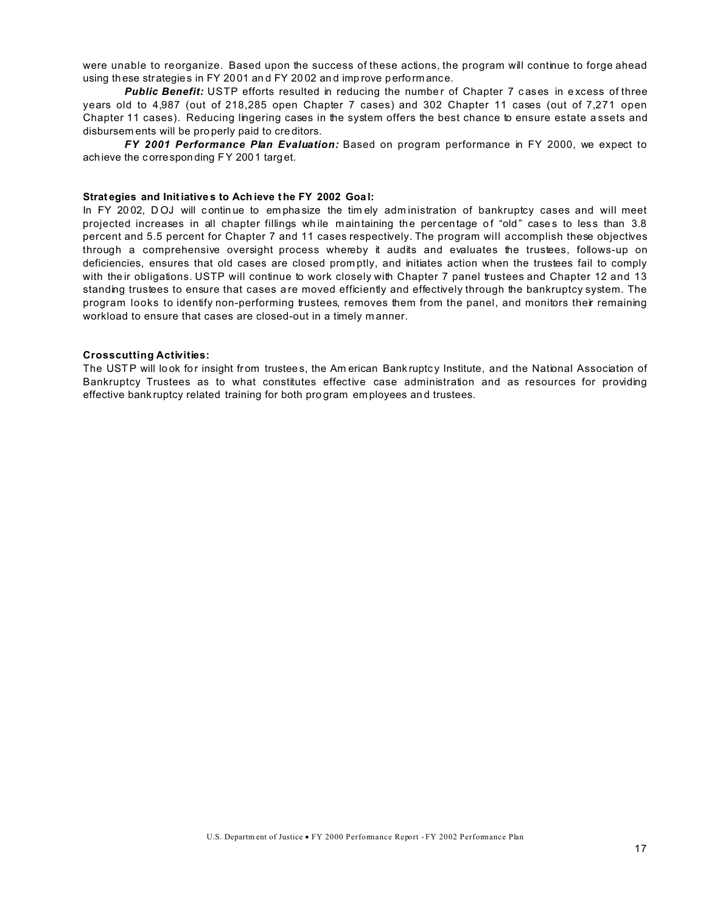were unable to reorganize. Based upon the success of these actions, the program will continue to forge ahead using these strategies in FY 2001 and FY 2002 and improve performance.

***Public Benefit:*** USTP efforts resulted in reducing the number of Chapter 7 cases in excess of three years old to 4,987 (out of 218,285 open Chapter 7 cases) and 302 Chapter 11 cases (out of 7,271 open Chapter 11 cases). Reducing lingering cases in the system offers the best chance to ensure estate assets and disbursements will be properly paid to creditors.

***FY 2001 Performance Plan Evaluation:*** Based on program performance in FY 2000, we expect to achieve the corresponding FY 2001 target.

**Strategies and Initiatives to Achieve the FY 2002 Goal:**

In FY 2002, DOJ will continue to emphasize the timely administration of bankruptcy cases and will meet projected increases in all chapter fillings while maintaining the percentage of "old" cases to less than 3.8 percent and 5.5 percent for Chapter 7 and 11 cases respectively. The program will accomplish these objectives through a comprehensive oversight process whereby it audits and evaluates the trustees, follows-up on deficiencies, ensures that old cases are closed promptly, and initiates action when the trustees fail to comply with their obligations. USTP will continue to work closely with Chapter 7 panel trustees and Chapter 12 and 13 standing trustees to ensure that cases are moved efficiently and effectively through the bankruptcy system. The program looks to identify non-performing trustees, removes them from the panel, and monitors their remaining workload to ensure that cases are closed-out in a timely manner.

**Crosscutting Activities:**

The USTP will look for insight from trustees, the American Bankruptcy Institute, and the National Association of Bankruptcy Trustees as to what constitutes effective case administration and as resources for providing effective bankruptcy related training for both program employees and trustees.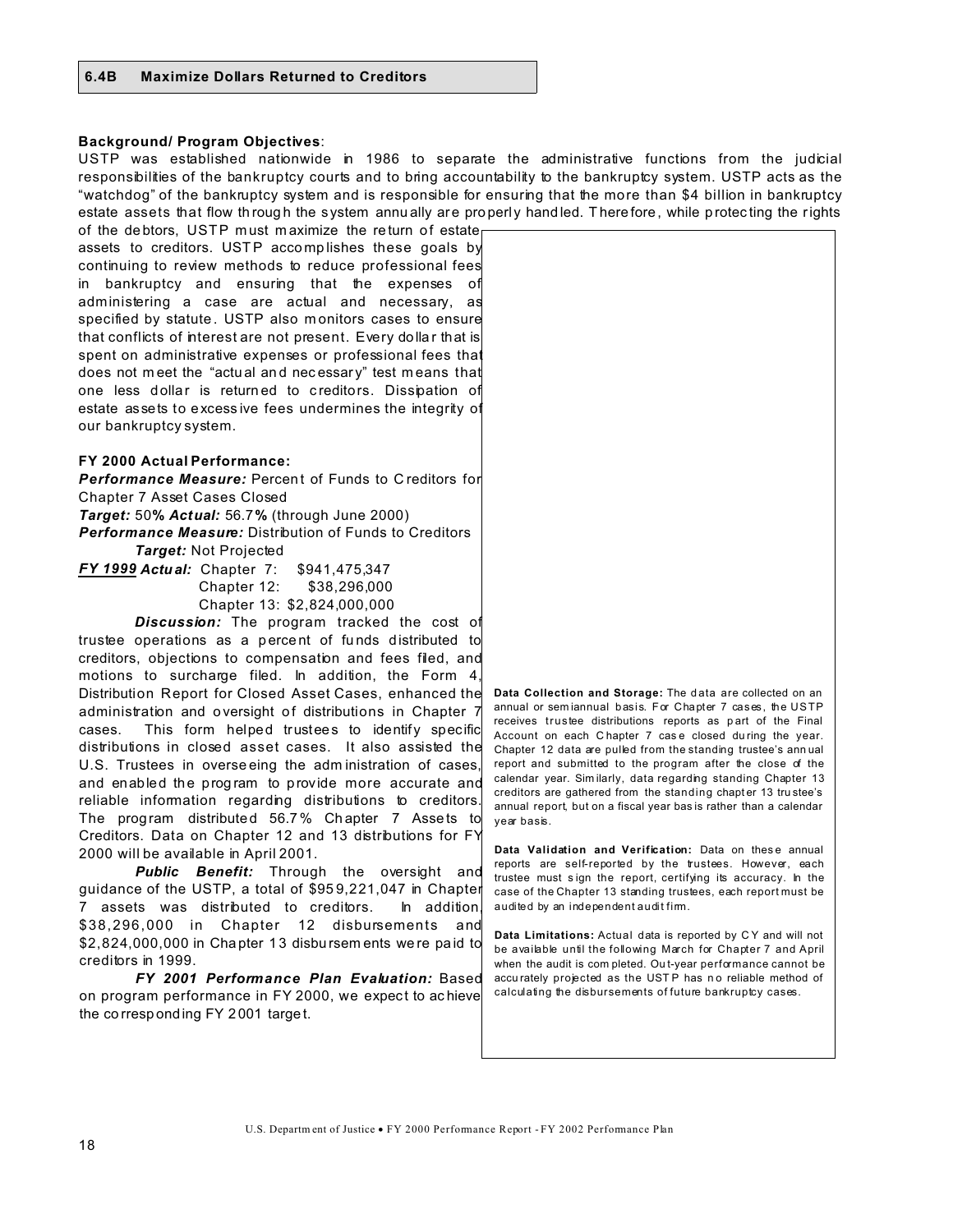## 6.4B Maximize Dollars Returned to Creditors

**Background/ Program Objectives**:
USTP was established nationwide in 1986 to separate the administrative functions from the judicial responsibilities of the bankruptcy courts and to bring accountability to the bankruptcy system. USTP acts as the "watchdog" of the bankruptcy system and is responsible for ensuring that the more than $4 billion in bankruptcy estate assets that flow through the system annually are properly handled. Therefore, while protecting the rights of the debtors, USTP must maximize the return of estate assets to creditors. USTP accomplishes these goals by continuing to review methods to reduce professional fees in bankruptcy and ensuring that the expenses of administering a case are actual and necessary, as specified by statute. USTP also monitors cases to ensure that conflicts of interest are not present. Every dollar that is spent on administrative expenses or professional fees that does not meet the "actual and necessary" test means that one less dollar is returned to creditors. Dissipation of estate assets to excessive fees undermines the integrity of our bankruptcy system.

**FY 2000 Actual Performance:**

***Performance Measure:*** Percent of Funds to Creditors for Chapter 7 Asset Cases Closed
***Target:*** 50% ***Actual:*** 56.7% (through June 2000)
***Performance Measure:*** Distribution of Funds to Creditors
***Target:*** Not Projected
***FY 1999 Actual:*** Chapter 7: $941,475,347
Chapter 12: $38,296,000
Chapter 13: $2,824,000,000

***Discussion:*** The program tracked the cost of trustee operations as a percent of funds distributed to creditors, objections to compensation and fees filed, and motions to surcharge filed. In addition, the Form 4, Distribution Report for Closed Asset Cases, enhanced the administration and oversight of distributions in Chapter 7 cases. This form helped trustees to identify specific distributions in closed asset cases. It also assisted the U.S. Trustees in overseeing the administration of cases, and enabled the program to provide more accurate and reliable information regarding distributions to creditors. The program distributed 56.7% Chapter 7 Assets to Creditors. Data on Chapter 12 and 13 distributions for FY 2000 will be available in April 2001.

***Public Benefit:*** Through the oversight and guidance of the USTP, a total of $959,221,047 in Chapter 7 assets was distributed to creditors. In addition, $38,296,000 in Chapter 12 disbursements and $2,824,000,000 in Chapter 13 disbursements were paid to creditors in 1999.

***FY 2001 Performance Plan Evaluation:*** Based on program performance in FY 2000, we expect to achieve the corresponding FY 2001 target.

**Data Collection and Storage:** The data are collected on an annual or semiannual basis. For Chapter 7 cases, the USTP receives trustee distributions reports as part of the Final Account on each Chapter 7 case closed during the year. Chapter 12 data are pulled from the standing trustee's annual report and submitted to the program after the close of the calendar year. Similarly, data regarding standing Chapter 13 creditors are gathered from the standing chapter 13 trustee's annual report, but on a fiscal year basis rather than a calendar year basis.

**Data Validation and Verification:** Data on these annual reports are self-reported by the trustees. However, each trustee must sign the report, certifying its accuracy. In the case of the Chapter 13 standing trustees, each report must be audited by an independent audit firm.

**Data Limitations:** Actual data is reported by CY and will not be available until the following March for Chapter 7 and April when the audit is completed. Out-year performance cannot be accurately projected as the USTP has no reliable method of calculating the disbursements of future bankruptcy cases.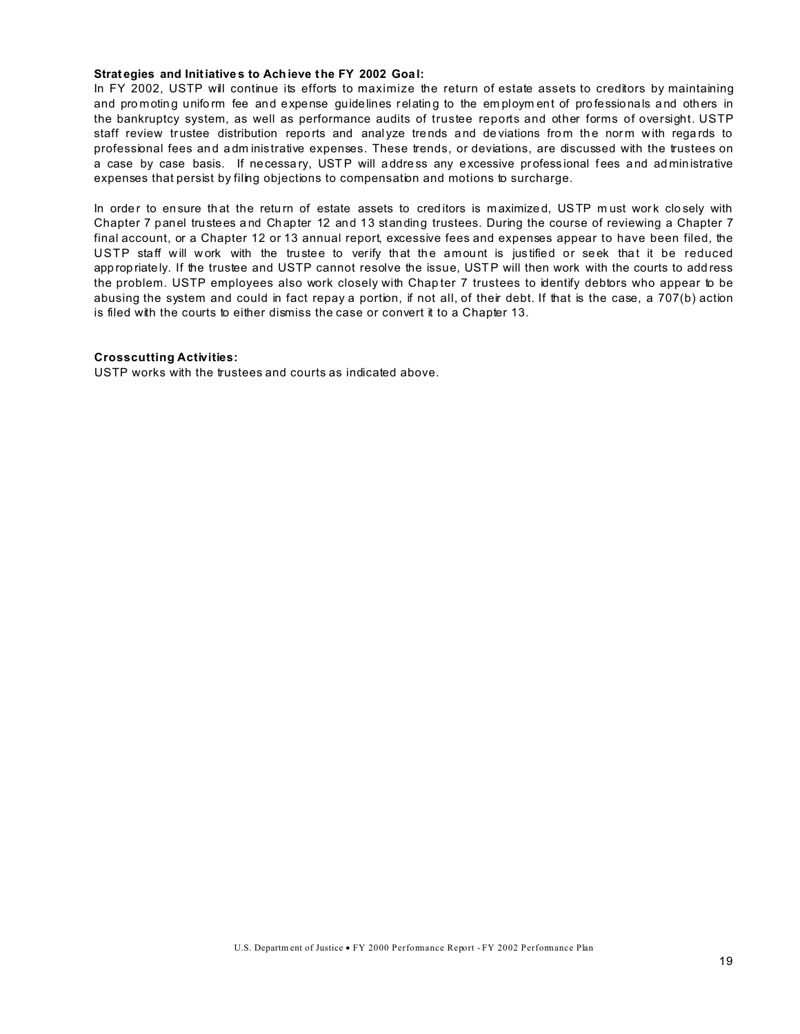**Strategies and Initiatives to Achieve the FY 2002 Goal:**
In FY 2002, USTP will continue its efforts to maximize the return of estate assets to creditors by maintaining and promoting uniform fee and expense guidelines relating to the employment of professionals and others in the bankruptcy system, as well as performance audits of trustee reports and other forms of oversight. USTP staff review trustee distribution reports and analyze trends and deviations from the norm with regards to professional fees and administrative expenses. These trends, or deviations, are discussed with the trustees on a case by case basis. If necessary, USTP will address any excessive professional fees and administrative expenses that persist by filing objections to compensation and motions to surcharge.

In order to ensure that the return of estate assets to creditors is maximized, USTP must work closely with Chapter 7 panel trustees and Chapter 12 and 13 standing trustees. During the course of reviewing a Chapter 7 final account, or a Chapter 12 or 13 annual report, excessive fees and expenses appear to have been filed, the USTP staff will work with the trustee to verify that the amount is justified or seek that it be reduced appropriately. If the trustee and USTP cannot resolve the issue, USTP will then work with the courts to address the problem. USTP employees also work closely with Chapter 7 trustees to identify debtors who appear to be abusing the system and could in fact repay a portion, if not all, of their debt. If that is the case, a 707(b) action is filed with the courts to either dismiss the case or convert it to a Chapter 13.

**Crosscutting Activities:**
USTP works with the trustees and courts as indicated above.